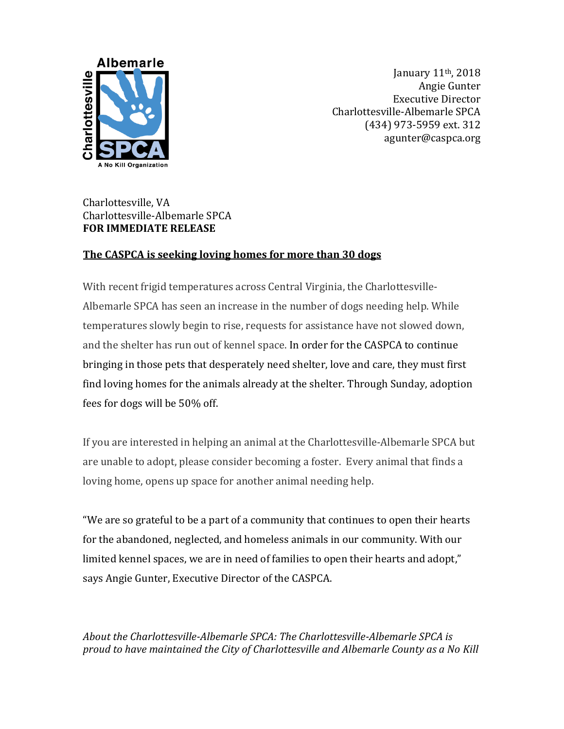January 11th, 2018
Angie Gunter
Executive Director
Charlottesville-Albemarle SPCA
(434) 973-5959 ext. 312
agunter@caspca.org

Charlottesville, VA
Charlottesville-Albemarle SPCA
**FOR IMMEDIATE RELEASE**

**The CASPCA is seeking loving homes for more than 30 dogs**

With recent frigid temperatures across Central Virginia, the Charlottesville-Albemarle SPCA has seen an increase in the number of dogs needing help. While temperatures slowly begin to rise, requests for assistance have not slowed down, and the shelter has run out of kennel space. In order for the CASPCA to continue bringing in those pets that desperately need shelter, love and care, they must first find loving homes for the animals already at the shelter. Through Sunday, adoption fees for dogs will be 50% off.

If you are interested in helping an animal at the Charlottesville-Albemarle SPCA but are unable to adopt, please consider becoming a foster. Every animal that finds a loving home, opens up space for another animal needing help.

"We are so grateful to be a part of a community that continues to open their hearts for the abandoned, neglected, and homeless animals in our community. With our limited kennel spaces, we are in need of families to open their hearts and adopt," says Angie Gunter, Executive Director of the CASPCA.

*About the Charlottesville-Albemarle SPCA: The Charlottesville-Albemarle SPCA is proud to have maintained the City of Charlottesville and Albemarle County as a No Kill*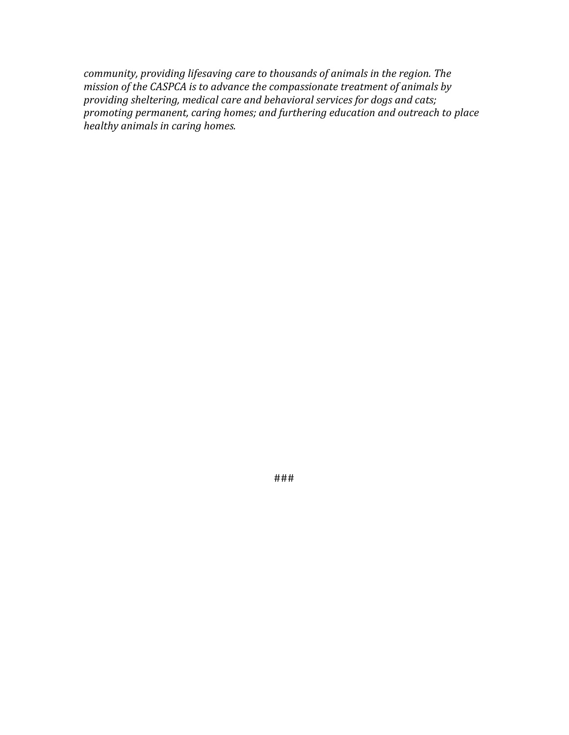*community, providing lifesaving care to thousands of animals in the region. The mission of the CASPCA is to advance the compassionate treatment of animals by providing sheltering, medical care and behavioral services for dogs and cats; promoting permanent, caring homes; and furthering education and outreach to place healthy animals in caring homes.*

###